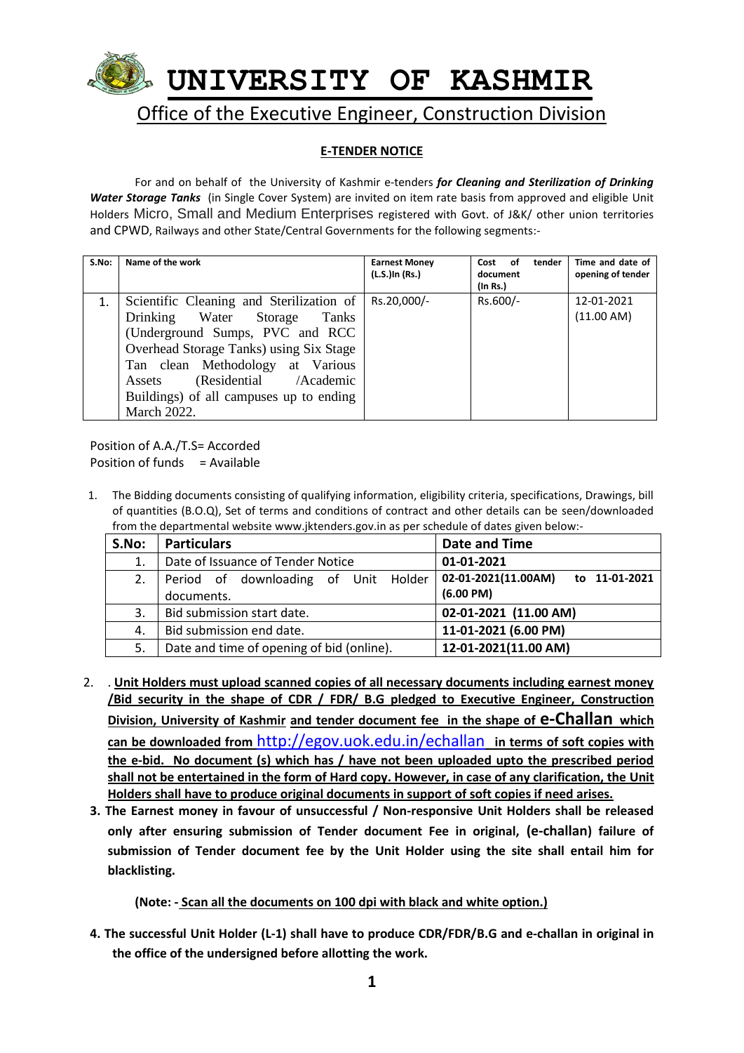# UNIVERSITY OF KASHMIR

## Office of the Executive Engineer, Construction Division

**E-TENDER NOTICE**

For and on behalf of the University of Kashmir e-tenders ***for Cleaning and Sterilization of Drinking Water Storage Tanks*** (in Single Cover System) are invited on item rate basis from approved and eligible Unit Holders Micro, Small and Medium Enterprises registered with Govt. of J&K/ other union territories and CPWD, Railways and other State/Central Governments for the following segments:-

| S.No: | Name of the work | Earnest Money (L.S.)In (Rs.) | Cost of tender document (In Rs.) | Time and date of opening of tender |
|---|---|---|---|---|
| 1. | Scientific Cleaning and Sterilization of Drinking Water Storage Tanks (Underground Sumps, PVC and RCC Overhead Storage Tanks) using Six Stage Tan clean Methodology at Various Assets (Residential /Academic Buildings) of all campuses up to ending March 2022. | Rs.20,000/- | Rs.600/- | 12-01-2021 (11.00 AM) |

Position of A.A./T.S= Accorded
Position of funds = Available

1. The Bidding documents consisting of qualifying information, eligibility criteria, specifications, Drawings, bill of quantities (B.O.Q), Set of terms and conditions of contract and other details can be seen/downloaded from the departmental website www.jktenders.gov.in as per schedule of dates given below:-

| S.No: | Particulars | Date and Time |
|---|---|---|
| 1. | Date of Issuance of Tender Notice | **01-01-2021** |
| 2. | Period of downloading of Unit Holder documents. | **02-01-2021(11.00AM) to 11-01-2021 (6.00 PM)** |
| 3. | Bid submission start date. | **02-01-2021 (11.00 AM)** |
| 4. | Bid submission end date. | **11-01-2021 (6.00 PM)** |
| 5. | Date and time of opening of bid (online). | **12-01-2021(11.00 AM)** |

2. . **Unit Holders must upload scanned copies of all necessary documents including earnest money /Bid security in the shape of CDR / FDR/ B.G pledged to Executive Engineer, Construction Division, University of Kashmir and tender document fee in the shape of e-Challan which can be downloaded from http://egov.uok.edu.in/echallan in terms of soft copies with the e-bid. No document (s) which has / have not been uploaded upto the prescribed period shall not be entertained in the form of Hard copy. However, in case of any clarification, the Unit Holders shall have to produce original documents in support of soft copies if need arises.**

3. **The Earnest money in favour of unsuccessful / Non-responsive Unit Holders shall be released only after ensuring submission of Tender document Fee in original, (e-challan) failure of submission of Tender document fee by the Unit Holder using the site shall entail him for blacklisting.**

   **(Note: - Scan all the documents on 100 dpi with black and white option.)**

4. **The successful Unit Holder (L-1) shall have to produce CDR/FDR/B.G and e-challan in original in the office of the undersigned before allotting the work.**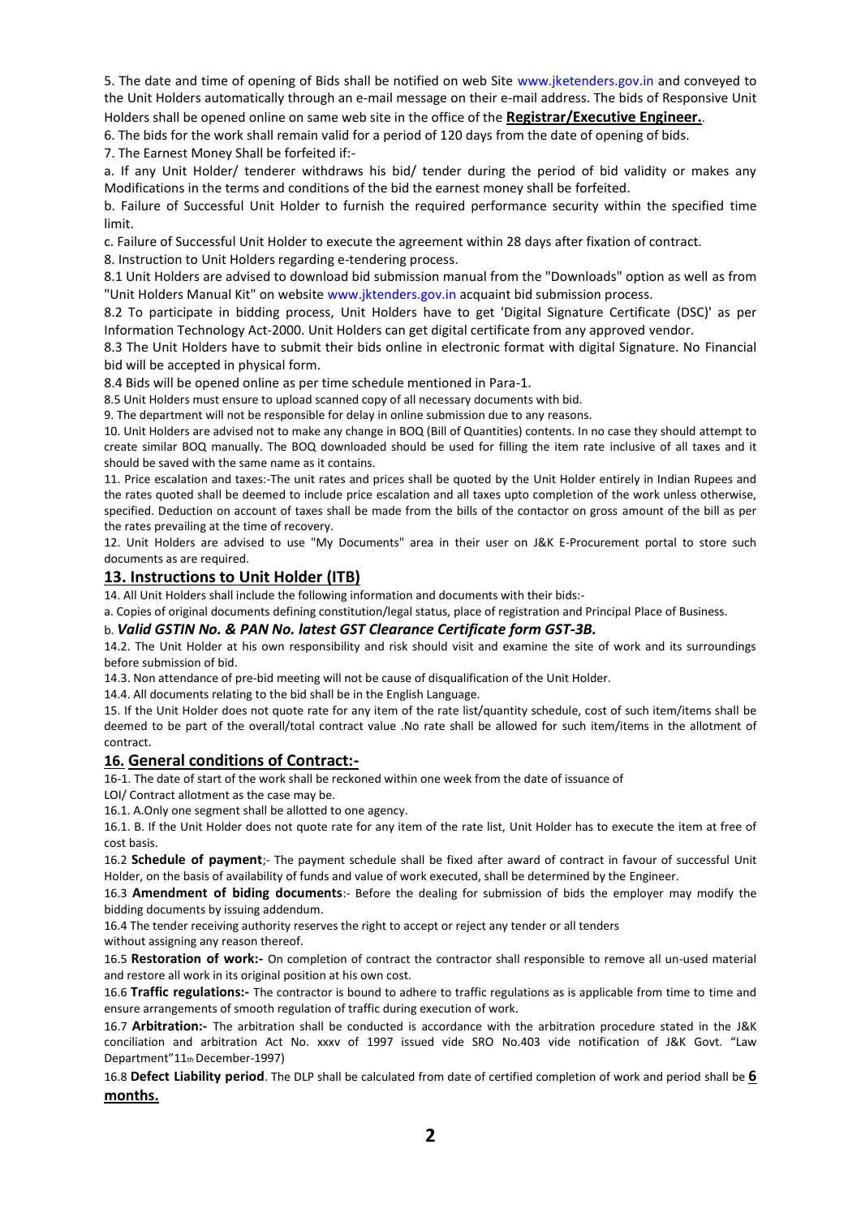5. The date and time of opening of Bids shall be notified on web Site www.jketenders.gov.in and conveyed to the Unit Holders automatically through an e-mail message on their e-mail address. The bids of Responsive Unit Holders shall be opened online on same web site in the office of the **Registrar/Executive Engineer.**.

6. The bids for the work shall remain valid for a period of 120 days from the date of opening of bids.

7. The Earnest Money Shall be forfeited if:-

a. If any Unit Holder/ tenderer withdraws his bid/ tender during the period of bid validity or makes any Modifications in the terms and conditions of the bid the earnest money shall be forfeited.

b. Failure of Successful Unit Holder to furnish the required performance security within the specified time limit.

c. Failure of Successful Unit Holder to execute the agreement within 28 days after fixation of contract.

8. Instruction to Unit Holders regarding e-tendering process.

8.1 Unit Holders are advised to download bid submission manual from the "Downloads" option as well as from "Unit Holders Manual Kit" on website www.jktenders.gov.in acquaint bid submission process.

8.2 To participate in bidding process, Unit Holders have to get 'Digital Signature Certificate (DSC)' as per Information Technology Act-2000. Unit Holders can get digital certificate from any approved vendor.

8.3 The Unit Holders have to submit their bids online in electronic format with digital Signature. No Financial bid will be accepted in physical form.

8.4 Bids will be opened online as per time schedule mentioned in Para-1.

8.5 Unit Holders must ensure to upload scanned copy of all necessary documents with bid.

9. The department will not be responsible for delay in online submission due to any reasons.

10. Unit Holders are advised not to make any change in BOQ (Bill of Quantities) contents. In no case they should attempt to create similar BOQ manually. The BOQ downloaded should be used for filling the item rate inclusive of all taxes and it should be saved with the same name as it contains.

11. Price escalation and taxes:-The unit rates and prices shall be quoted by the Unit Holder entirely in Indian Rupees and the rates quoted shall be deemed to include price escalation and all taxes upto completion of the work unless otherwise, specified. Deduction on account of taxes shall be made from the bills of the contactor on gross amount of the bill as per the rates prevailing at the time of recovery.

12. Unit Holders are advised to use "My Documents" area in their user on J&K E-Procurement portal to store such documents as are required.

## 13. Instructions to Unit Holder (ITB)

14. All Unit Holders shall include the following information and documents with their bids:-

a. Copies of original documents defining constitution/legal status, place of registration and Principal Place of Business.

b. ***Valid GSTIN No. & PAN No. latest GST Clearance Certificate form GST-3B.***

14.2. The Unit Holder at his own responsibility and risk should visit and examine the site of work and its surroundings before submission of bid.

14.3. Non attendance of pre-bid meeting will not be cause of disqualification of the Unit Holder.

14.4. All documents relating to the bid shall be in the English Language.

15. If the Unit Holder does not quote rate for any item of the rate list/quantity schedule, cost of such item/items shall be deemed to be part of the overall/total contract value .No rate shall be allowed for such item/items in the allotment of contract.

## 16. General conditions of Contract:-

16-1. The date of start of the work shall be reckoned within one week from the date of issuance of LOI/ Contract allotment as the case may be.

16.1. A.Only one segment shall be allotted to one agency.

16.1. B. If the Unit Holder does not quote rate for any item of the rate list, Unit Holder has to execute the item at free of cost basis.

16.2 **Schedule of payment**;- The payment schedule shall be fixed after award of contract in favour of successful Unit Holder, on the basis of availability of funds and value of work executed, shall be determined by the Engineer.

16.3 **Amendment of biding documents**:- Before the dealing for submission of bids the employer may modify the bidding documents by issuing addendum.

16.4 The tender receiving authority reserves the right to accept or reject any tender or all tenders without assigning any reason thereof.

16.5 **Restoration of work:-** On completion of contract the contractor shall responsible to remove all un-used material and restore all work in its original position at his own cost.

16.6 **Traffic regulations:-** The contractor is bound to adhere to traffic regulations as is applicable from time to time and ensure arrangements of smooth regulation of traffic during execution of work.

16.7 **Arbitration:-** The arbitration shall be conducted is accordance with the arbitration procedure stated in the J&K conciliation and arbitration Act No. xxxv of 1997 issued vide SRO No.403 vide notification of J&K Govt. "Law Department"11th December-1997)

16.8 **Defect Liability period**. The DLP shall be calculated from date of certified completion of work and period shall be **6 months.**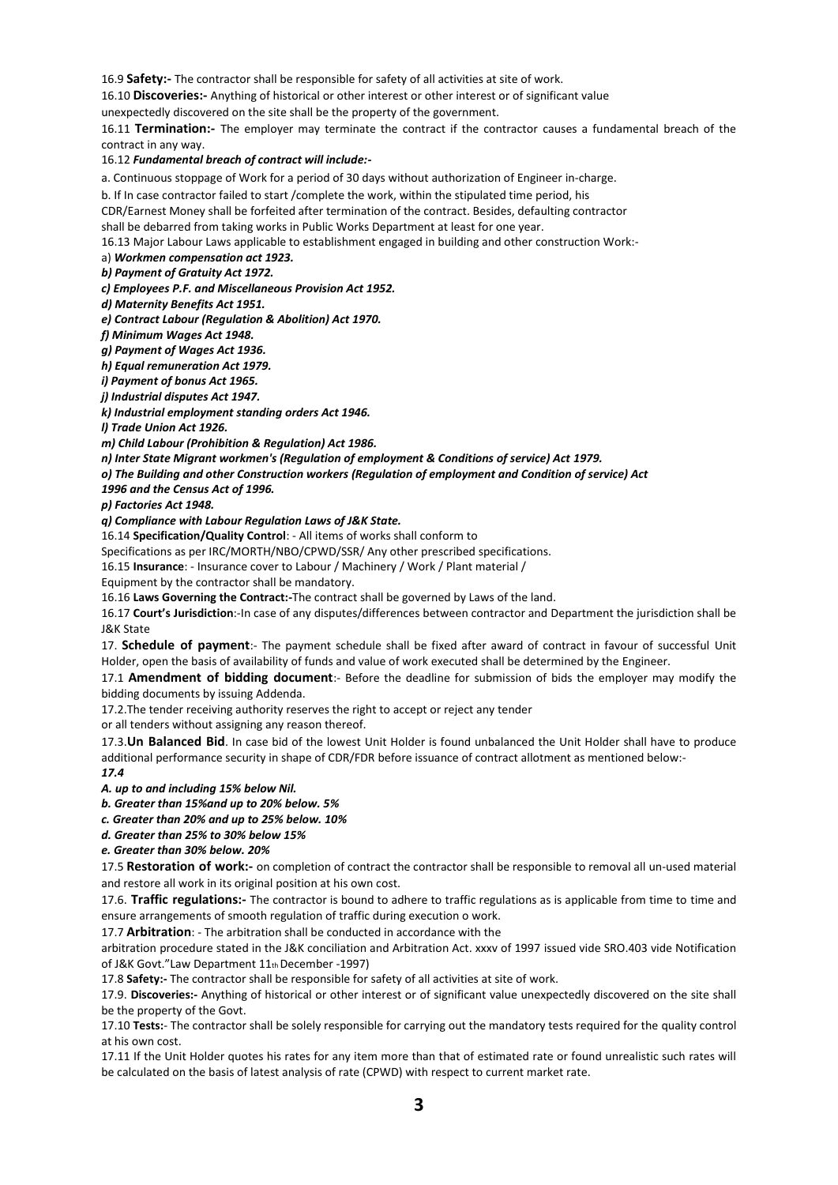16.9 **Safety:-** The contractor shall be responsible for safety of all activities at site of work.

16.10 **Discoveries:-** Anything of historical or other interest or other interest or of significant value unexpectedly discovered on the site shall be the property of the government.

16.11 **Termination:-** The employer may terminate the contract if the contractor causes a fundamental breach of the contract in any way.

16.12 ***Fundamental breach of contract will include:-***

a. Continuous stoppage of Work for a period of 30 days without authorization of Engineer in-charge.

b. If In case contractor failed to start /complete the work, within the stipulated time period, his CDR/Earnest Money shall be forfeited after termination of the contract. Besides, defaulting contractor shall be debarred from taking works in Public Works Department at least for one year.

16.13 Major Labour Laws applicable to establishment engaged in building and other construction Work:-

a) ***Workmen compensation act 1923.***

***b) Payment of Gratuity Act 1972.***

***c) Employees P.F. and Miscellaneous Provision Act 1952.***

***d) Maternity Benefits Act 1951.***

***e) Contract Labour (Regulation & Abolition) Act 1970.***

***f) Minimum Wages Act 1948.***

***g) Payment of Wages Act 1936.***

***h) Equal remuneration Act 1979.***

***i) Payment of bonus Act 1965.***

***j) Industrial disputes Act 1947.***

***k) Industrial employment standing orders Act 1946.***

***l) Trade Union Act 1926.***

***m) Child Labour (Prohibition & Regulation) Act 1986.***

***n) Inter State Migrant workmen's (Regulation of employment & Conditions of service) Act 1979.***

***o) The Building and other Construction workers (Regulation of employment and Condition of service) Act 1996 and the Census Act of 1996.***

***p) Factories Act 1948.***

***q) Compliance with Labour Regulation Laws of J&K State.***

16.14 **Specification/Quality Control**: - All items of works shall conform to Specifications as per IRC/MORTH/NBO/CPWD/SSR/ Any other prescribed specifications.

16.15 **Insurance**: - Insurance cover to Labour / Machinery / Work / Plant material / Equipment by the contractor shall be mandatory.

16.16 **Laws Governing the Contract:-**The contract shall be governed by Laws of the land.

16.17 **Court's Jurisdiction**:-In case of any disputes/differences between contractor and Department the jurisdiction shall be J&K State

17. **Schedule of payment**:- The payment schedule shall be fixed after award of contract in favour of successful Unit Holder, open the basis of availability of funds and value of work executed shall be determined by the Engineer.

17.1 **Amendment of bidding document**:- Before the deadline for submission of bids the employer may modify the bidding documents by issuing Addenda.

17.2.The tender receiving authority reserves the right to accept or reject any tender or all tenders without assigning any reason thereof.

17.3.**Un Balanced Bid**. In case bid of the lowest Unit Holder is found unbalanced the Unit Holder shall have to produce additional performance security in shape of CDR/FDR before issuance of contract allotment as mentioned below:-

***17.4***

***A. up to and including 15% below Nil.***

***b. Greater than 15%and up to 20% below. 5%***

***c. Greater than 20% and up to 25% below. 10%***

***d. Greater than 25% to 30% below 15%***

***e. Greater than 30% below. 20%***

17.5 **Restoration of work:-** on completion of contract the contractor shall be responsible to removal all un-used material and restore all work in its original position at his own cost.

17.6. **Traffic regulations:-** The contractor is bound to adhere to traffic regulations as is applicable from time to time and ensure arrangements of smooth regulation of traffic during execution o work.

17.7 **Arbitration**: - The arbitration shall be conducted in accordance with the arbitration procedure stated in the J&K conciliation and Arbitration Act. xxxv of 1997 issued vide SRO.403 vide Notification of J&K Govt."Law Department 11th December -1997)

17.8 **Safety:-** The contractor shall be responsible for safety of all activities at site of work.

17.9. **Discoveries:-** Anything of historical or other interest or of significant value unexpectedly discovered on the site shall be the property of the Govt.

17.10 **Tests:**- The contractor shall be solely responsible for carrying out the mandatory tests required for the quality control at his own cost.

17.11 If the Unit Holder quotes his rates for any item more than that of estimated rate or found unrealistic such rates will be calculated on the basis of latest analysis of rate (CPWD) with respect to current market rate.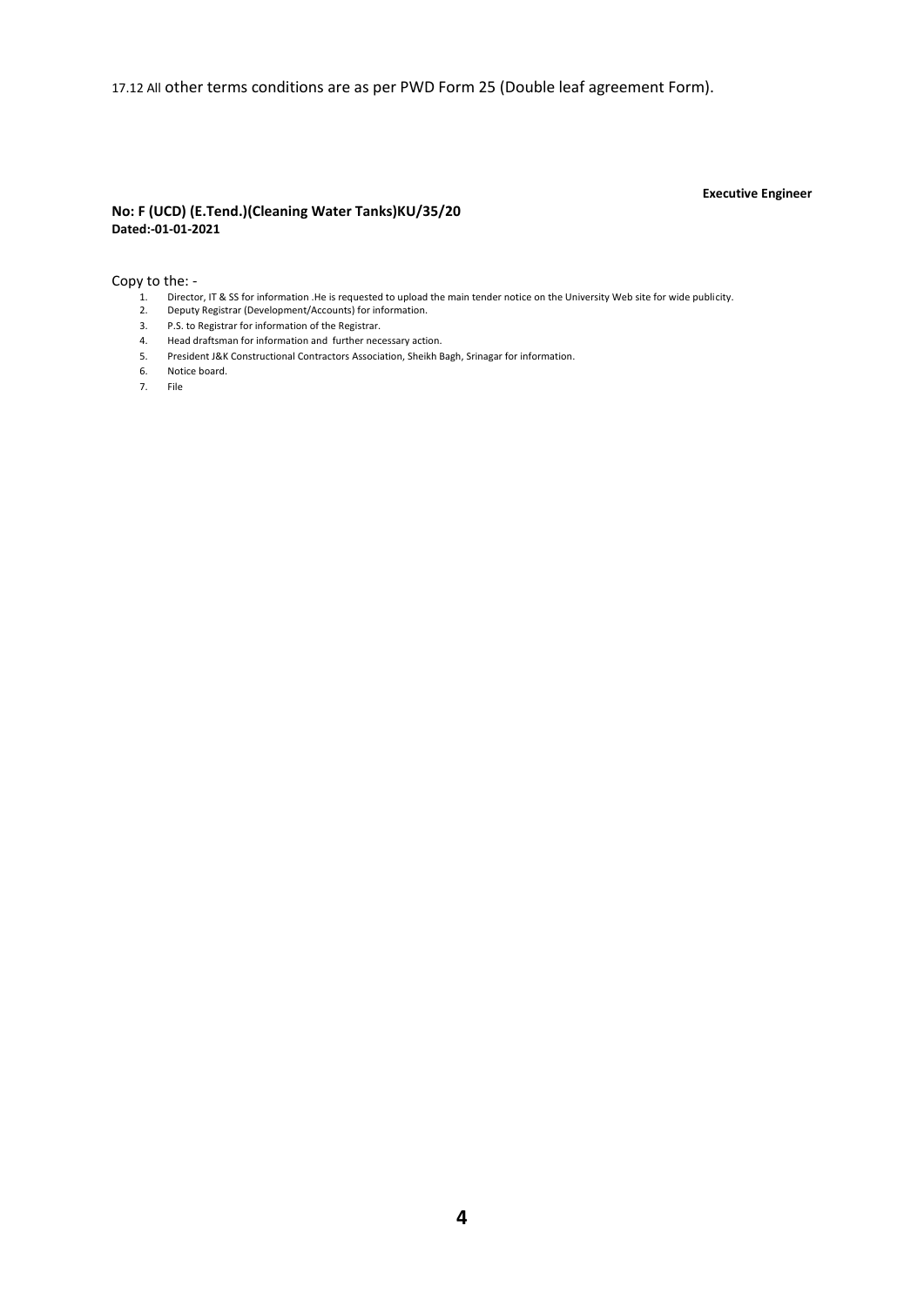17.12 All other terms conditions are as per PWD Form 25 (Double leaf agreement Form).

**Executive Engineer**

**No: F (UCD) (E.Tend.)(Cleaning Water Tanks)KU/35/20**
**Dated:-01-01-2021**

Copy to the: -

1. Director, IT & SS for information .He is requested to upload the main tender notice on the University Web site for wide publicity.
2. Deputy Registrar (Development/Accounts) for information.
3. P.S. to Registrar for information of the Registrar.
4. Head draftsman for information and further necessary action.
5. President J&K Constructional Contractors Association, Sheikh Bagh, Srinagar for information.
6. Notice board.
7. File